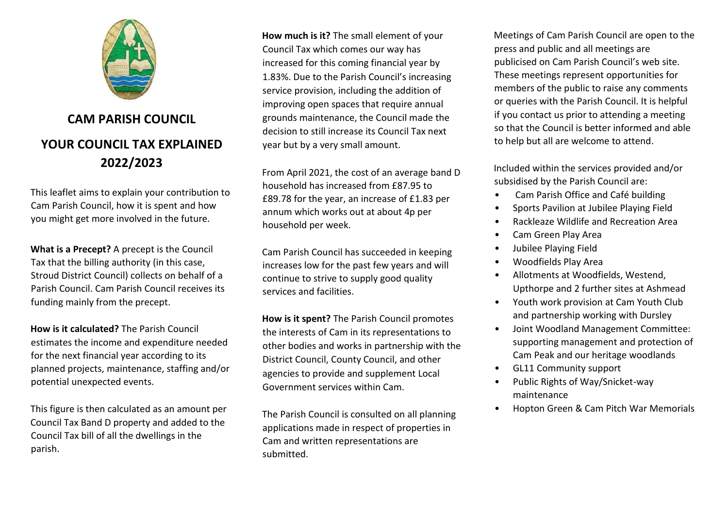# CAM PARISH COUNCIL

# YOUR COUNCIL TAX EXPLAINED 2022/2023

This leaflet aims to explain your contribution to Cam Parish Council, how it is spent and how you might get more involved in the future.

**What is a Precept?** A precept is the Council Tax that the billing authority (in this case, Stroud District Council) collects on behalf of a Parish Council. Cam Parish Council receives its funding mainly from the precept.

**How is it calculated?** The Parish Council estimates the income and expenditure needed for the next financial year according to its planned projects, maintenance, staffing and/or potential unexpected events.

This figure is then calculated as an amount per Council Tax Band D property and added to the Council Tax bill of all the dwellings in the parish.

**How much is it?** The small element of your Council Tax which comes our way has increased for this coming financial year by 1.83%. Due to the Parish Council's increasing service provision, including the addition of improving open spaces that require annual grounds maintenance, the Council made the decision to still increase its Council Tax next year but by a very small amount.

From April 2021, the cost of an average band D household has increased from £87.95 to £89.78 for the year, an increase of £1.83 per annum which works out at about 4p per household per week.

Cam Parish Council has succeeded in keeping increases low for the past few years and will continue to strive to supply good quality services and facilities.

**How is it spent?** The Parish Council promotes the interests of Cam in its representations to other bodies and works in partnership with the District Council, County Council, and other agencies to provide and supplement Local Government services within Cam.

The Parish Council is consulted on all planning applications made in respect of properties in Cam and written representations are submitted.

Meetings of Cam Parish Council are open to the press and public and all meetings are publicised on Cam Parish Council's web site. These meetings represent opportunities for members of the public to raise any comments or queries with the Parish Council. It is helpful if you contact us prior to attending a meeting so that the Council is better informed and able to help but all are welcome to attend.

Included within the services provided and/or subsidised by the Parish Council are:

- Cam Parish Office and Café building
- Sports Pavilion at Jubilee Playing Field
- Rackleaze Wildlife and Recreation Area
- Cam Green Play Area
- Jubilee Playing Field
- Woodfields Play Area
- Allotments at Woodfields, Westend, Upthorpe and 2 further sites at Ashmead
- Youth work provision at Cam Youth Club and partnership working with Dursley
- Joint Woodland Management Committee: supporting management and protection of Cam Peak and our heritage woodlands
- GL11 Community support
- Public Rights of Way/Snicket-way maintenance
- Hopton Green & Cam Pitch War Memorials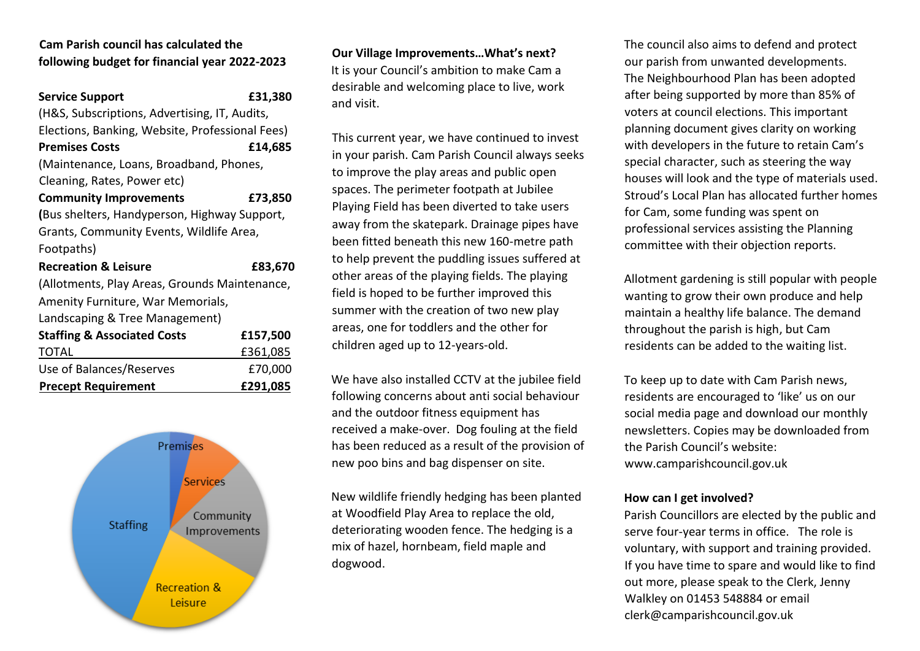**Cam Parish council has calculated the following budget for financial year 2022-2023**

| | |
|---|---|
| **Service Support** | **£31,380** |
| (H&S, Subscriptions, Advertising, IT, Audits, Elections, Banking, Website, Professional Fees) | |
| **Premises Costs** | **£14,685** |
| (Maintenance, Loans, Broadband, Phones, Cleaning, Rates, Power etc) | |
| **Community Improvements** | **£73,850** |
| **(**Bus shelters, Handyperson, Highway Support, Grants, Community Events, Wildlife Area, Footpaths) | |
| **Recreation & Leisure** | **£83,670** |
| (Allotments, Play Areas, Grounds Maintenance, Amenity Furniture, War Memorials, Landscaping & Tree Management) | |
| **Staffing & Associated Costs** | **£157,500** |
| TOTAL | £361,085 |
| Use of Balances/Reserves | £70,000 |
| **Precept Requirement** | **£291,085** |

Premises

Services

Community Improvements

Recreation & Leisure

Staffing

**Our Village Improvements…What's next?**

It is your Council's ambition to make Cam a desirable and welcoming place to live, work and visit.

This current year, we have continued to invest in your parish. Cam Parish Council always seeks to improve the play areas and public open spaces. The perimeter footpath at Jubilee Playing Field has been diverted to take users away from the skatepark. Drainage pipes have been fitted beneath this new 160-metre path to help prevent the puddling issues suffered at other areas of the playing fields. The playing field is hoped to be further improved this summer with the creation of two new play areas, one for toddlers and the other for children aged up to 12-years-old.

We have also installed CCTV at the jubilee field following concerns about anti social behaviour and the outdoor fitness equipment has received a make-over. Dog fouling at the field has been reduced as a result of the provision of new poo bins and bag dispenser on site.

New wildlife friendly hedging has been planted at Woodfield Play Area to replace the old, deteriorating wooden fence. The hedging is a mix of hazel, hornbeam, field maple and dogwood.

The council also aims to defend and protect our parish from unwanted developments. The Neighbourhood Plan has been adopted after being supported by more than 85% of voters at council elections. This important planning document gives clarity on working with developers in the future to retain Cam's special character, such as steering the way houses will look and the type of materials used. Stroud's Local Plan has allocated further homes for Cam, some funding was spent on professional services assisting the Planning committee with their objection reports.

Allotment gardening is still popular with people wanting to grow their own produce and help maintain a healthy life balance. The demand throughout the parish is high, but Cam residents can be added to the waiting list.

To keep up to date with Cam Parish news, residents are encouraged to 'like' us on our social media page and download our monthly newsletters. Copies may be downloaded from the Parish Council's website: www.camparishcouncil.gov.uk

**How can I get involved?**

Parish Councillors are elected by the public and serve four-year terms in office. The role is voluntary, with support and training provided. If you have time to spare and would like to find out more, please speak to the Clerk, Jenny Walkley on 01453 548884 or email clerk@camparishcouncil.gov.uk